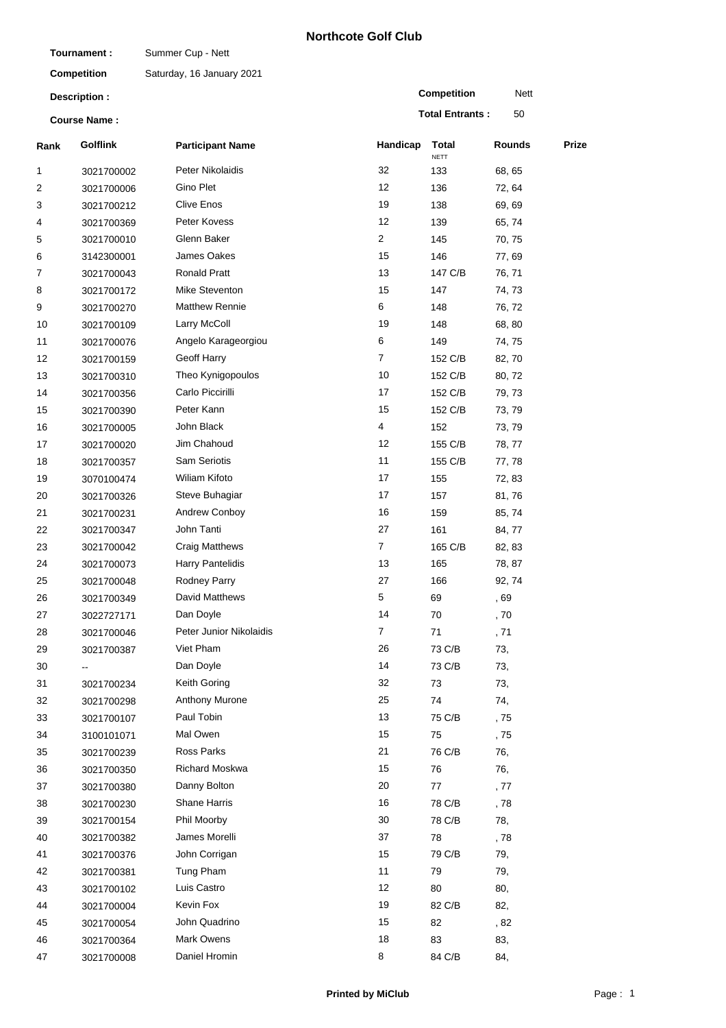# Northcote Golf Club

**Tournament :** Summer Cup - Nett

**Competition** Saturday, 16 January 2021

**Description :**

**Course Name :**

**Competition** Nett

**Total Entrants :** 50

| Rank | Golflink | Participant Name | Handicap | Total NETT | Rounds | Prize |
|---|---|---|---|---|---|---|
| 1 | 3021700002 | Peter Nikolaidis | 32 | 133 | 68, 65 | |
| 2 | 3021700006 | Gino Plet | 12 | 136 | 72, 64 | |
| 3 | 3021700212 | Clive Enos | 19 | 138 | 69, 69 | |
| 4 | 3021700369 | Peter Kovess | 12 | 139 | 65, 74 | |
| 5 | 3021700010 | Glenn Baker | 2 | 145 | 70, 75 | |
| 6 | 3142300001 | James Oakes | 15 | 146 | 77, 69 | |
| 7 | 3021700043 | Ronald Pratt | 13 | 147 C/B | 76, 71 | |
| 8 | 3021700172 | Mike Steventon | 15 | 147 | 74, 73 | |
| 9 | 3021700270 | Matthew Rennie | 6 | 148 | 76, 72 | |
| 10 | 3021700109 | Larry McColl | 19 | 148 | 68, 80 | |
| 11 | 3021700076 | Angelo Karageorgiou | 6 | 149 | 74, 75 | |
| 12 | 3021700159 | Geoff Harry | 7 | 152 C/B | 82, 70 | |
| 13 | 3021700310 | Theo Kynigopoulos | 10 | 152 C/B | 80, 72 | |
| 14 | 3021700356 | Carlo Piccirilli | 17 | 152 C/B | 79, 73 | |
| 15 | 3021700390 | Peter Kann | 15 | 152 C/B | 73, 79 | |
| 16 | 3021700005 | John Black | 4 | 152 | 73, 79 | |
| 17 | 3021700020 | Jim Chahoud | 12 | 155 C/B | 78, 77 | |
| 18 | 3021700357 | Sam Seriotis | 11 | 155 C/B | 77, 78 | |
| 19 | 3070100474 | Wiliam Kifoto | 17 | 155 | 72, 83 | |
| 20 | 3021700326 | Steve Buhagiar | 17 | 157 | 81, 76 | |
| 21 | 3021700231 | Andrew Conboy | 16 | 159 | 85, 74 | |
| 22 | 3021700347 | John Tanti | 27 | 161 | 84, 77 | |
| 23 | 3021700042 | Craig Matthews | 7 | 165 C/B | 82, 83 | |
| 24 | 3021700073 | Harry Pantelidis | 13 | 165 | 78, 87 | |
| 25 | 3021700048 | Rodney Parry | 27 | 166 | 92, 74 | |
| 26 | 3021700349 | David Matthews | 5 | 69 | , 69 | |
| 27 | 3022727171 | Dan Doyle | 14 | 70 | , 70 | |
| 28 | 3021700046 | Peter Junior Nikolaidis | 7 | 71 | , 71 | |
| 29 | 3021700387 | Viet Pham | 26 | 73 C/B | 73, | |
| 30 | -- | Dan Doyle | 14 | 73 C/B | 73, | |
| 31 | 3021700234 | Keith Goring | 32 | 73 | 73, | |
| 32 | 3021700298 | Anthony Murone | 25 | 74 | 74, | |
| 33 | 3021700107 | Paul Tobin | 13 | 75 C/B | , 75 | |
| 34 | 3100101071 | Mal Owen | 15 | 75 | , 75 | |
| 35 | 3021700239 | Ross Parks | 21 | 76 C/B | 76, | |
| 36 | 3021700350 | Richard Moskwa | 15 | 76 | 76, | |
| 37 | 3021700380 | Danny Bolton | 20 | 77 | , 77 | |
| 38 | 3021700230 | Shane Harris | 16 | 78 C/B | , 78 | |
| 39 | 3021700154 | Phil Moorby | 30 | 78 C/B | 78, | |
| 40 | 3021700382 | James Morelli | 37 | 78 | , 78 | |
| 41 | 3021700376 | John Corrigan | 15 | 79 C/B | 79, | |
| 42 | 3021700381 | Tung Pham | 11 | 79 | 79, | |
| 43 | 3021700102 | Luis Castro | 12 | 80 | 80, | |
| 44 | 3021700004 | Kevin Fox | 19 | 82 C/B | 82, | |
| 45 | 3021700054 | John Quadrino | 15 | 82 | , 82 | |
| 46 | 3021700364 | Mark Owens | 18 | 83 | 83, | |
| 47 | 3021700008 | Daniel Hromin | 8 | 84 C/B | 84, | |

**Printed by MiClub**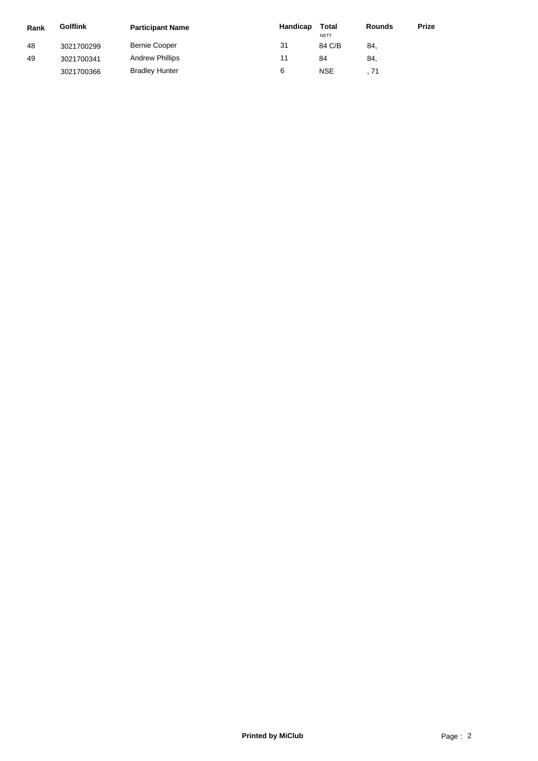| Rank | Golflink | Participant Name | Handicap | Total NETT | Rounds | Prize |
|---|---|---|---|---|---|---|
| 48 | 3021700299 | Bernie Cooper | 31 | 84 C/B | 84, | |
| 49 | 3021700341 | Andrew Phillips | 11 | 84 | 84, | |
| | 3021700366 | Bradley Hunter | 6 | NSE | , 71 | |

**Printed by MiClub**